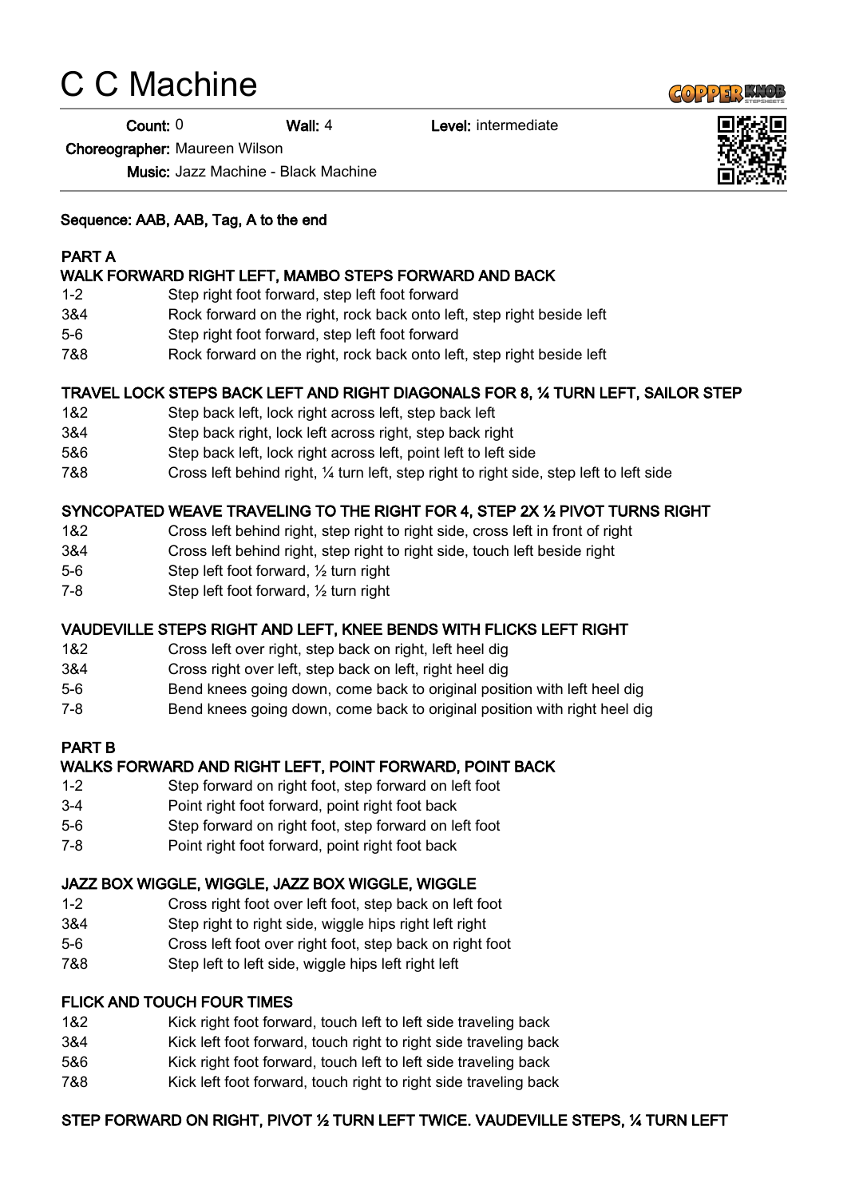# C C Machine

**Count:** 0 **Wall:** 4 **Level:** intermediate

**Choreographer:** Maureen Wilson

**Music:** Jazz Machine - Black Machine

**Sequence: AAB, AAB, Tag, A to the end**

**PART A**

**WALK FORWARD RIGHT LEFT, MAMBO STEPS FORWARD AND BACK**

| | |
|---|---|
| 1-2 | Step right foot forward, step left foot forward |
| 3&4 | Rock forward on the right, rock back onto left, step right beside left |
| 5-6 | Step right foot forward, step left foot forward |
| 7&8 | Rock forward on the right, rock back onto left, step right beside left |

**TRAVEL LOCK STEPS BACK LEFT AND RIGHT DIAGONALS FOR 8, ¼ TURN LEFT, SAILOR STEP**

| | |
|---|---|
| 1&2 | Step back left, lock right across left, step back left |
| 3&4 | Step back right, lock left across right, step back right |
| 5&6 | Step back left, lock right across left, point left to left side |
| 7&8 | Cross left behind right, ¼ turn left, step right to right side, step left to left side |

**SYNCOPATED WEAVE TRAVELING TO THE RIGHT FOR 4, STEP 2X ½ PIVOT TURNS RIGHT**

| | |
|---|---|
| 1&2 | Cross left behind right, step right to right side, cross left in front of right |
| 3&4 | Cross left behind right, step right to right side, touch left beside right |
| 5-6 | Step left foot forward, ½ turn right |
| 7-8 | Step left foot forward, ½ turn right |

**VAUDEVILLE STEPS RIGHT AND LEFT, KNEE BENDS WITH FLICKS LEFT RIGHT**

| | |
|---|---|
| 1&2 | Cross left over right, step back on right, left heel dig |
| 3&4 | Cross right over left, step back on left, right heel dig |
| 5-6 | Bend knees going down, come back to original position with left heel dig |
| 7-8 | Bend knees going down, come back to original position with right heel dig |

**PART B**

**WALKS FORWARD AND RIGHT LEFT, POINT FORWARD, POINT BACK**

| | |
|---|---|
| 1-2 | Step forward on right foot, step forward on left foot |
| 3-4 | Point right foot forward, point right foot back |
| 5-6 | Step forward on right foot, step forward on left foot |
| 7-8 | Point right foot forward, point right foot back |

**JAZZ BOX WIGGLE, WIGGLE, JAZZ BOX WIGGLE, WIGGLE**

| | |
|---|---|
| 1-2 | Cross right foot over left foot, step back on left foot |
| 3&4 | Step right to right side, wiggle hips right left right |
| 5-6 | Cross left foot over right foot, step back on right foot |
| 7&8 | Step left to left side, wiggle hips left right left |

**FLICK AND TOUCH FOUR TIMES**

| | |
|---|---|
| 1&2 | Kick right foot forward, touch left to left side traveling back |
| 3&4 | Kick left foot forward, touch right to right side traveling back |
| 5&6 | Kick right foot forward, touch left to left side traveling back |
| 7&8 | Kick left foot forward, touch right to right side traveling back |

**STEP FORWARD ON RIGHT, PIVOT ½ TURN LEFT TWICE. VAUDEVILLE STEPS, ¼ TURN LEFT**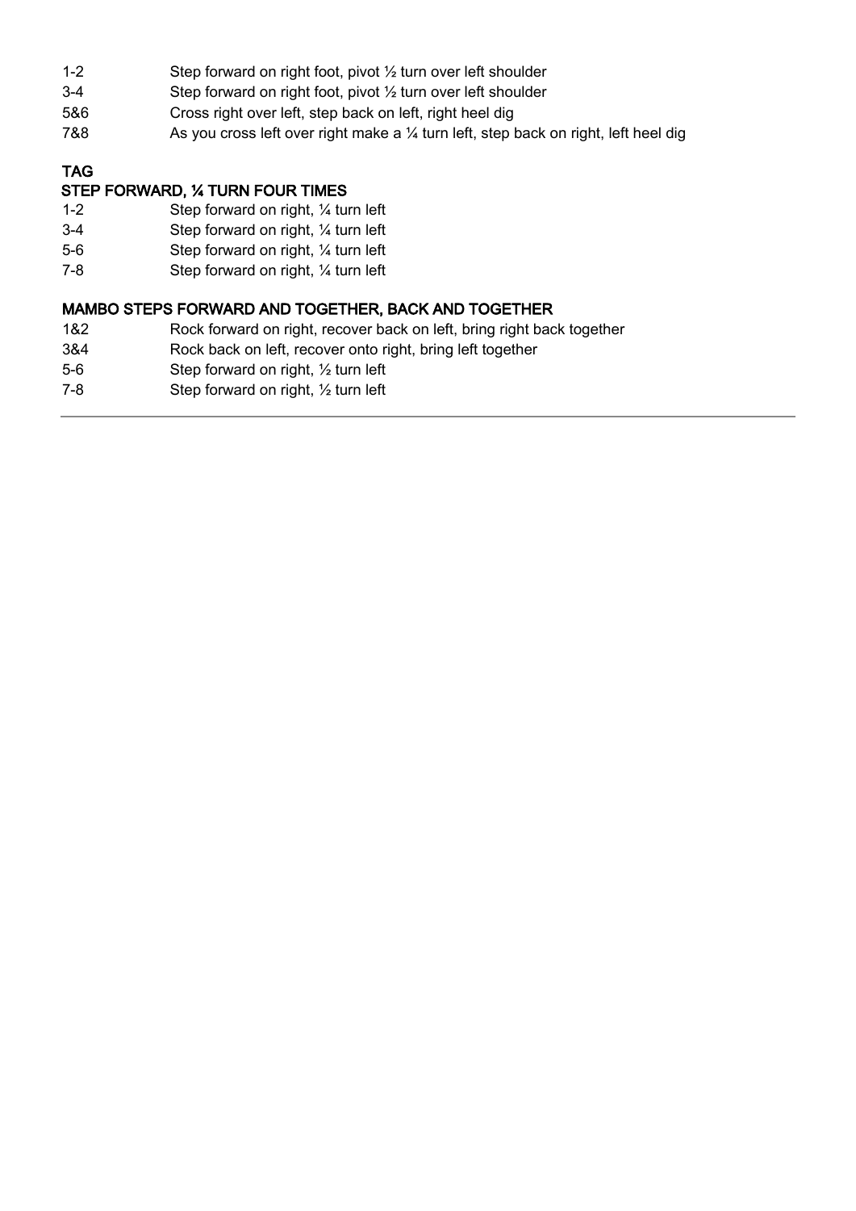| | |
|---|---|
| 1-2 | Step forward on right foot, pivot ½ turn over left shoulder |
| 3-4 | Step forward on right foot, pivot ½ turn over left shoulder |
| 5&6 | Cross right over left, step back on left, right heel dig |
| 7&8 | As you cross left over right make a ¼ turn left, step back on right, left heel dig |

**TAG**

**STEP FORWARD, ¼ TURN FOUR TIMES**

| | |
|---|---|
| 1-2 | Step forward on right, ¼ turn left |
| 3-4 | Step forward on right, ¼ turn left |
| 5-6 | Step forward on right, ¼ turn left |
| 7-8 | Step forward on right, ¼ turn left |

**MAMBO STEPS FORWARD AND TOGETHER, BACK AND TOGETHER**

| | |
|---|---|
| 1&2 | Rock forward on right, recover back on left, bring right back together |
| 3&4 | Rock back on left, recover onto right, bring left together |
| 5-6 | Step forward on right, ½ turn left |
| 7-8 | Step forward on right, ½ turn left |